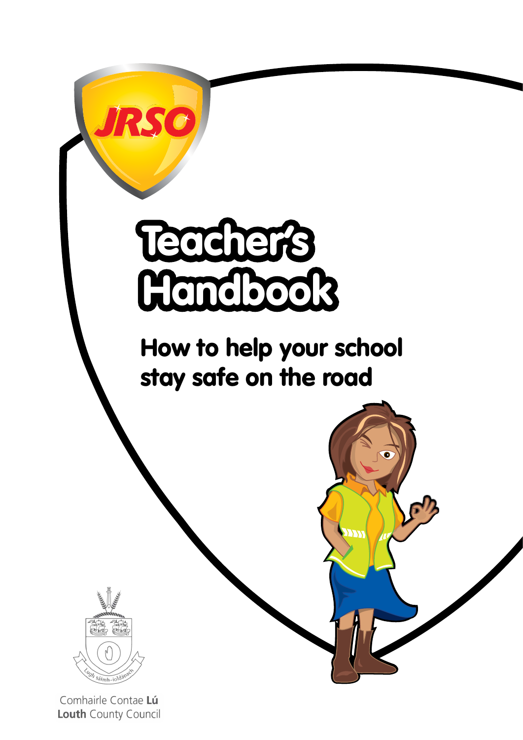JRSO

# Teacher's Handbook

## How to help your school stay safe on the road

Lugh sáimh-ioldánach

Comhairle Contae **Lú**
**Louth** County Council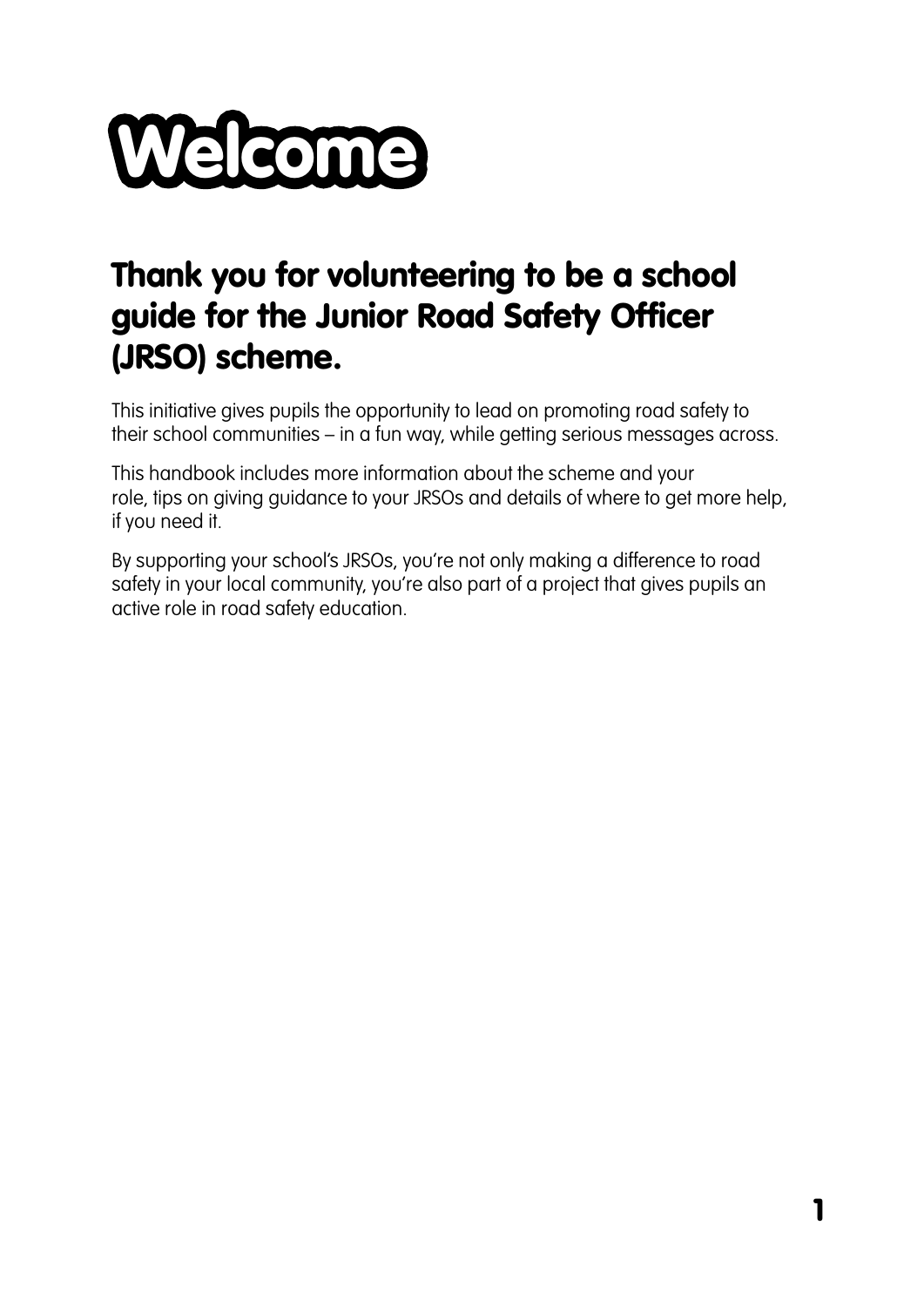# Welcome

## Thank you for volunteering to be a school guide for the Junior Road Safety Officer (JRSO) scheme.

This initiative gives pupils the opportunity to lead on promoting road safety to their school communities – in a fun way, while getting serious messages across.

This handbook includes more information about the scheme and your role, tips on giving guidance to your JRSOs and details of where to get more help, if you need it.

By supporting your school's JRSOs, you're not only making a difference to road safety in your local community, you're also part of a project that gives pupils an active role in road safety education.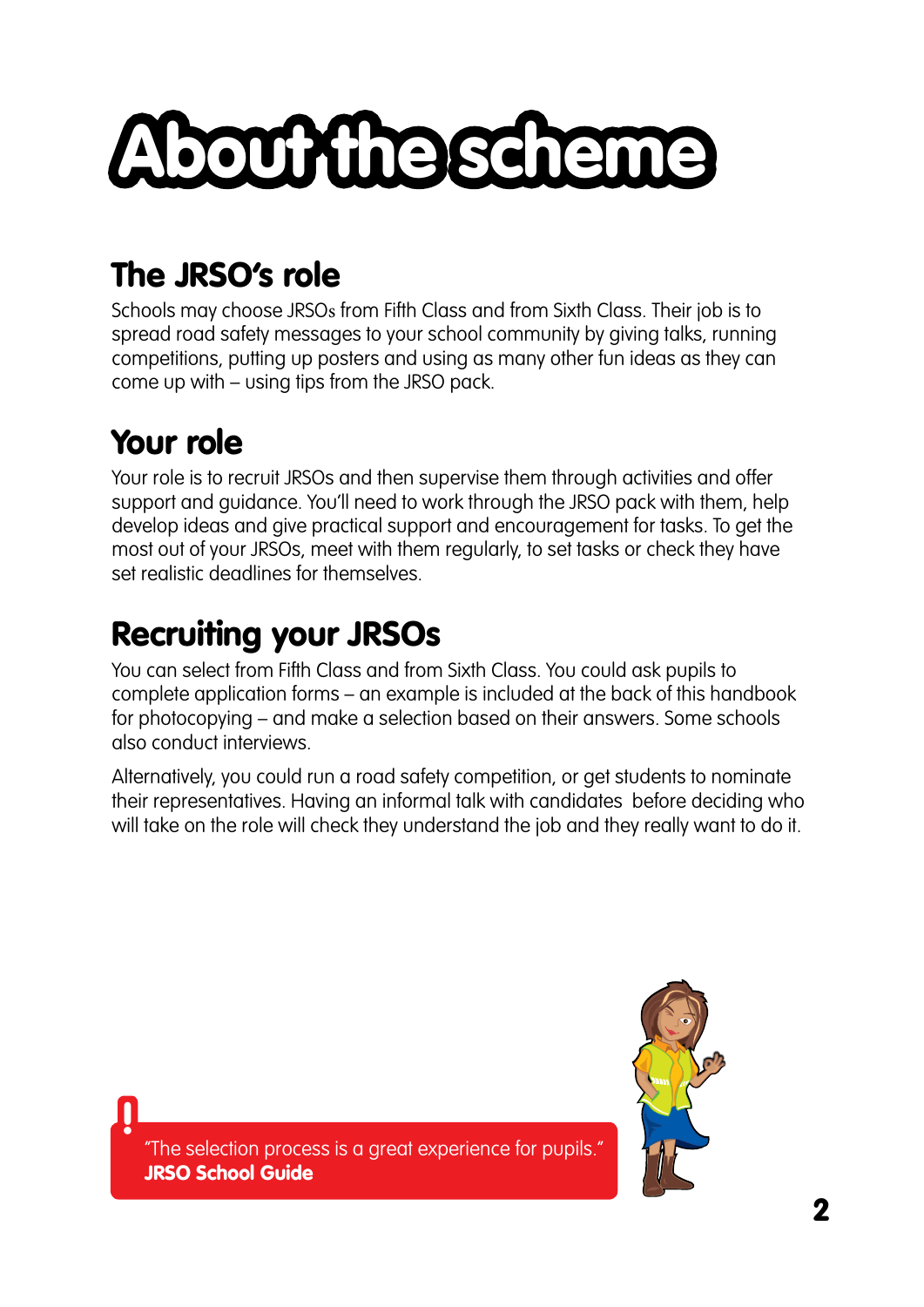# About the scheme

## The JRSO's role

Schools may choose JRSOs from Fifth Class and from Sixth Class. Their job is to spread road safety messages to your school community by giving talks, running competitions, putting up posters and using as many other fun ideas as they can come up with – using tips from the JRSO pack.

## Your role

Your role is to recruit JRSOs and then supervise them through activities and offer support and guidance. You'll need to work through the JRSO pack with them, help develop ideas and give practical support and encouragement for tasks. To get the most out of your JRSOs, meet with them regularly, to set tasks or check they have set realistic deadlines for themselves.

## Recruiting your JRSOs

You can select from Fifth Class and from Sixth Class. You could ask pupils to complete application forms – an example is included at the back of this handbook for photocopying – and make a selection based on their answers. Some schools also conduct interviews.

Alternatively, you could run a road safety competition, or get students to nominate their representatives. Having an informal talk with candidates before deciding who will take on the role will check they understand the job and they really want to do it.

"The selection process is a great experience for pupils."
**JRSO School Guide**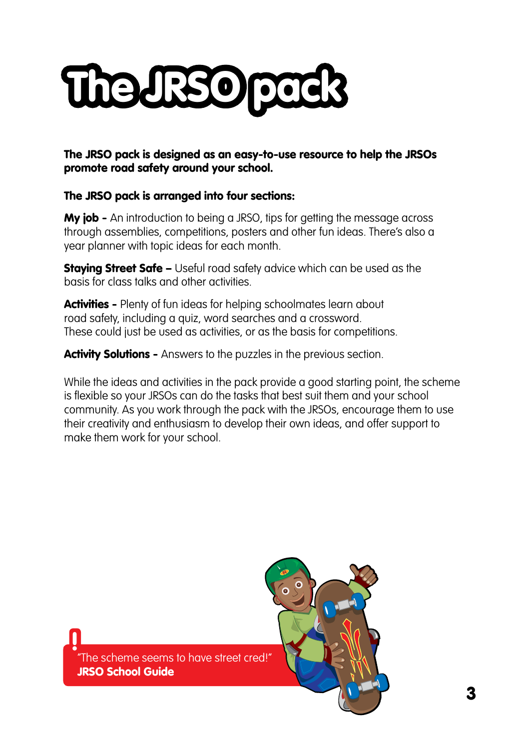# The JRSO pack

**The JRSO pack is designed as an easy-to-use resource to help the JRSOs promote road safety around your school.**

**The JRSO pack is arranged into four sections:**

**My job -** An introduction to being a JRSO, tips for getting the message across through assemblies, competitions, posters and other fun ideas. There's also a year planner with topic ideas for each month.

**Staying Street Safe –** Useful road safety advice which can be used as the basis for class talks and other activities.

**Activities -** Plenty of fun ideas for helping schoolmates learn about road safety, including a quiz, word searches and a crossword. These could just be used as activities, or as the basis for competitions.

**Activity Solutions -** Answers to the puzzles in the previous section.

While the ideas and activities in the pack provide a good starting point, the scheme is flexible so your JRSOs can do the tasks that best suit them and your school community. As you work through the pack with the JRSOs, encourage them to use their creativity and enthusiasm to develop their own ideas, and offer support to make them work for your school.

"The scheme seems to have street cred!"
**JRSO School Guide**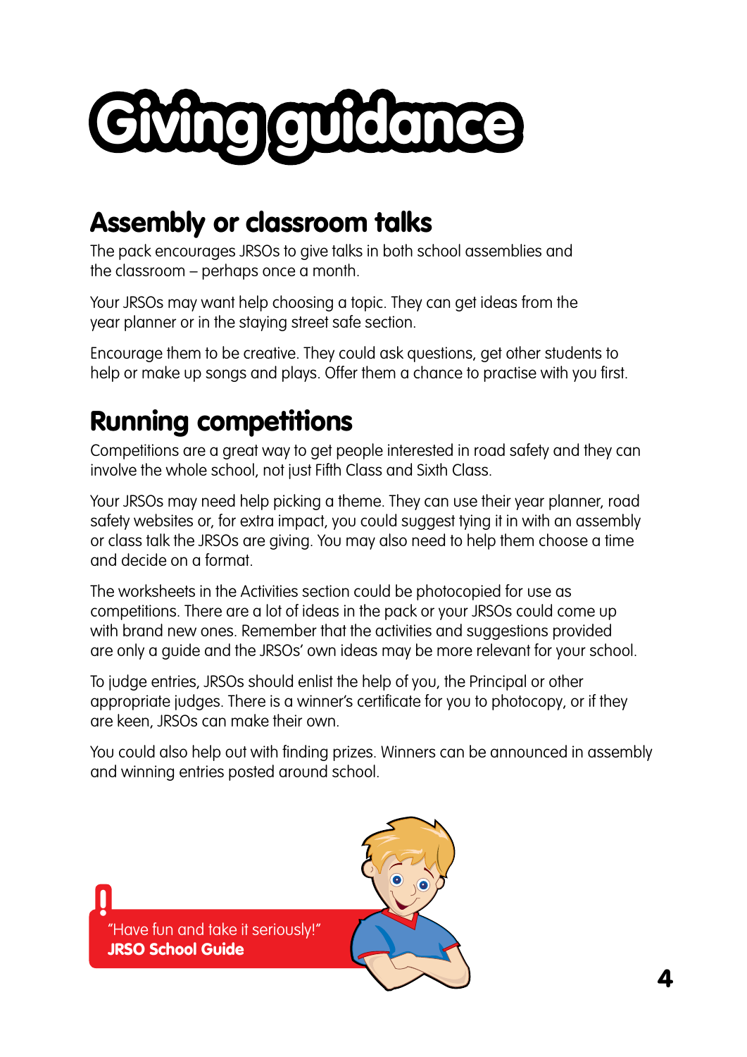# Giving guidance

## Assembly or classroom talks

The pack encourages JRSOs to give talks in both school assemblies and the classroom – perhaps once a month.

Your JRSOs may want help choosing a topic. They can get ideas from the year planner or in the staying street safe section.

Encourage them to be creative. They could ask questions, get other students to help or make up songs and plays. Offer them a chance to practise with you first.

## Running competitions

Competitions are a great way to get people interested in road safety and they can involve the whole school, not just Fifth Class and Sixth Class.

Your JRSOs may need help picking a theme. They can use their year planner, road safety websites or, for extra impact, you could suggest tying it in with an assembly or class talk the JRSOs are giving. You may also need to help them choose a time and decide on a format.

The worksheets in the Activities section could be photocopied for use as competitions. There are a lot of ideas in the pack or your JRSOs could come up with brand new ones. Remember that the activities and suggestions provided are only a guide and the JRSOs' own ideas may be more relevant for your school.

To judge entries, JRSOs should enlist the help of you, the Principal or other appropriate judges. There is a winner's certificate for you to photocopy, or if they are keen, JRSOs can make their own.

You could also help out with finding prizes. Winners can be announced in assembly and winning entries posted around school.

"Have fun and take it seriously!"
**JRSO School Guide**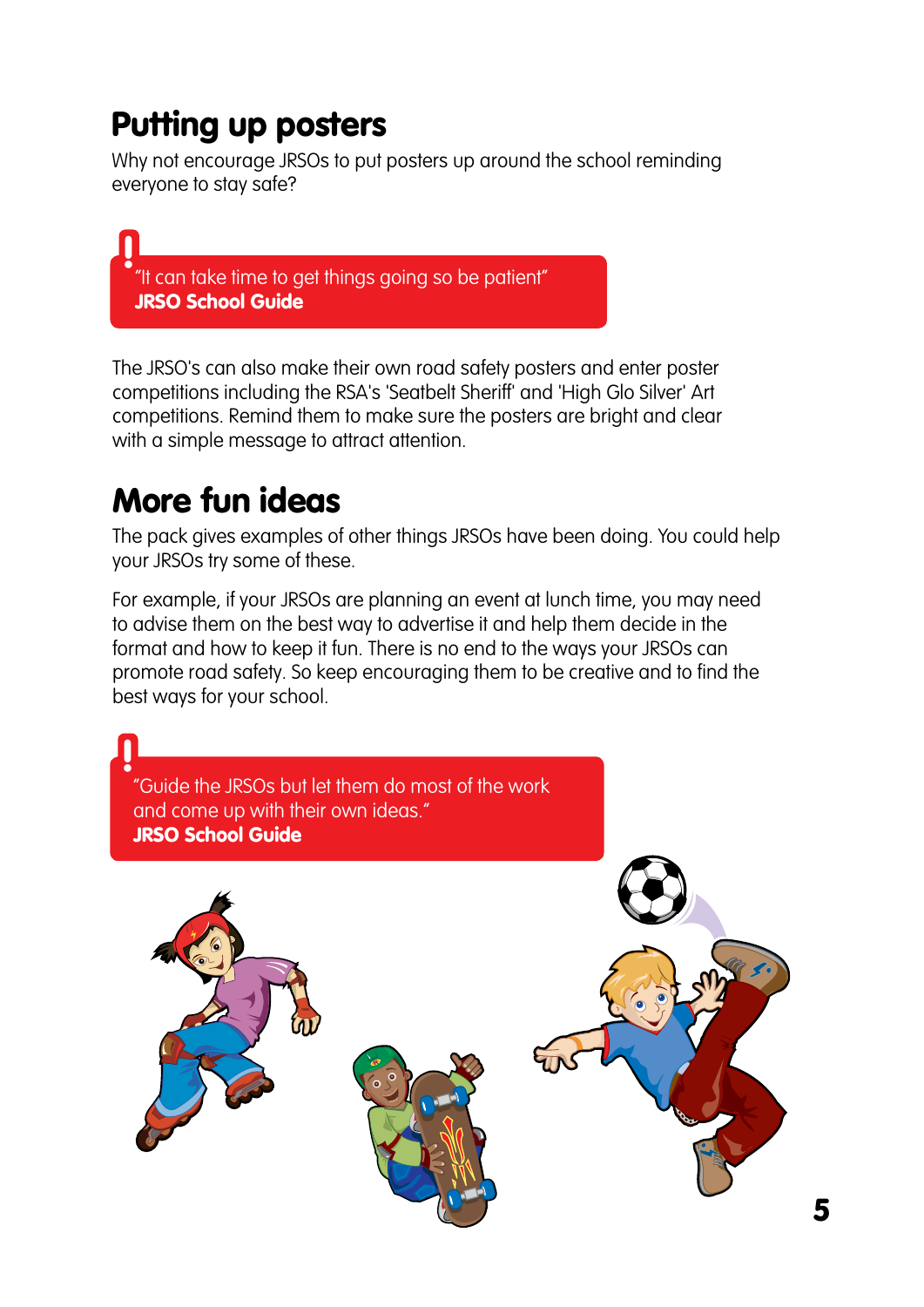## Putting up posters

Why not encourage JRSOs to put posters up around the school reminding everyone to stay safe?

> "It can take time to get things going so be patient"
> **JRSO School Guide**

The JRSO's can also make their own road safety posters and enter poster competitions including the RSA's 'Seatbelt Sheriff' and 'High Glo Silver' Art competitions. Remind them to make sure the posters are bright and clear with a simple message to attract attention.

## More fun ideas

The pack gives examples of other things JRSOs have been doing. You could help your JRSOs try some of these.

For example, if your JRSOs are planning an event at lunch time, you may need to advise them on the best way to advertise it and help them decide in the format and how to keep it fun. There is no end to the ways your JRSOs can promote road safety. So keep encouraging them to be creative and to find the best ways for your school.

> "Guide the JRSOs but let them do most of the work and come up with their own ideas."
> **JRSO School Guide**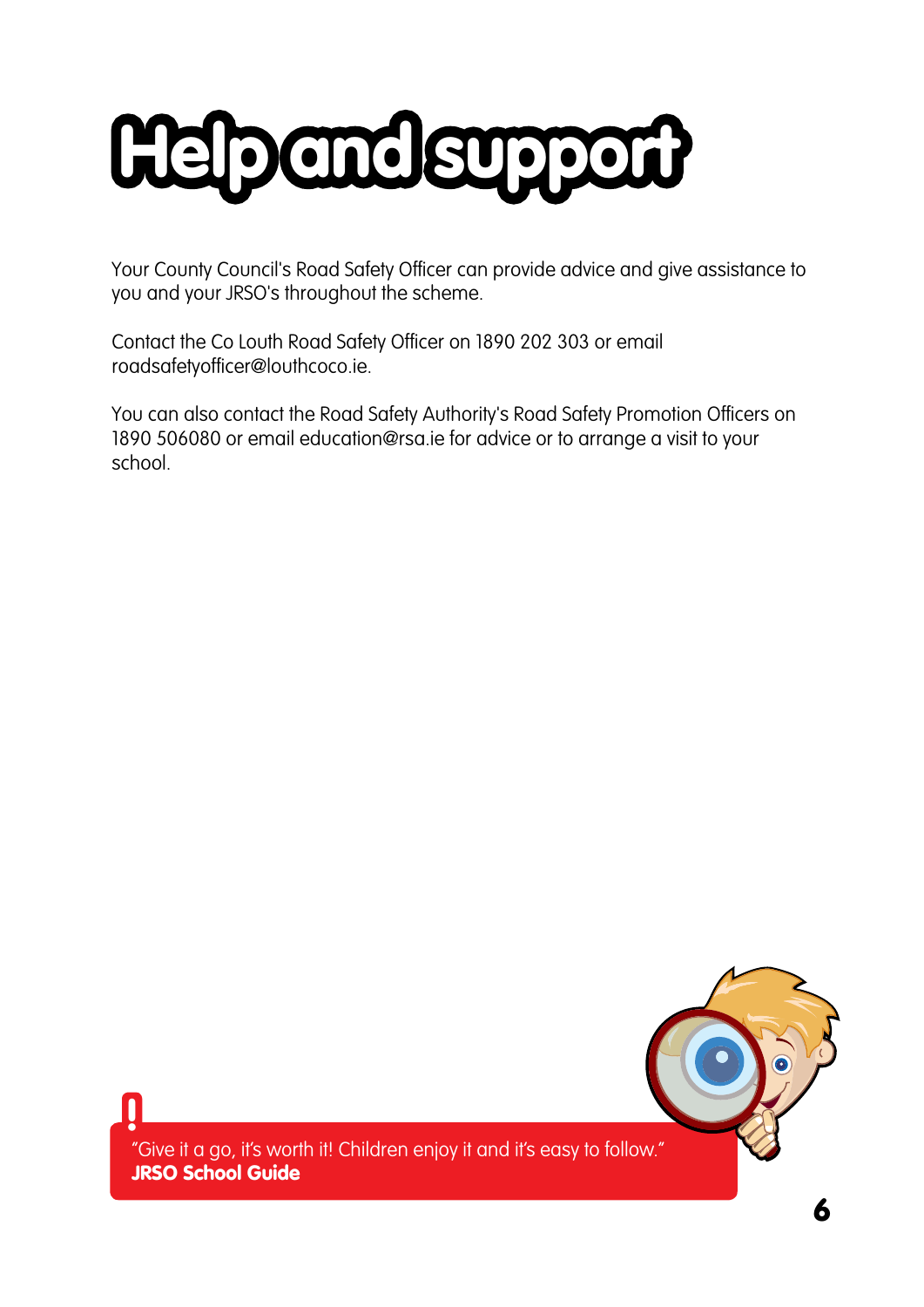# Help and support

Your County Council's Road Safety Officer can provide advice and give assistance to you and your JRSO's throughout the scheme.

Contact the Co Louth Road Safety Officer on 1890 202 303 or email roadsafetyofficer@louthcoco.ie.

You can also contact the Road Safety Authority's Road Safety Promotion Officers on 1890 506080 or email education@rsa.ie for advice or to arrange a visit to your school.

"Give it a go, it's worth it! Children enjoy it and it's easy to follow."
**JRSO School Guide**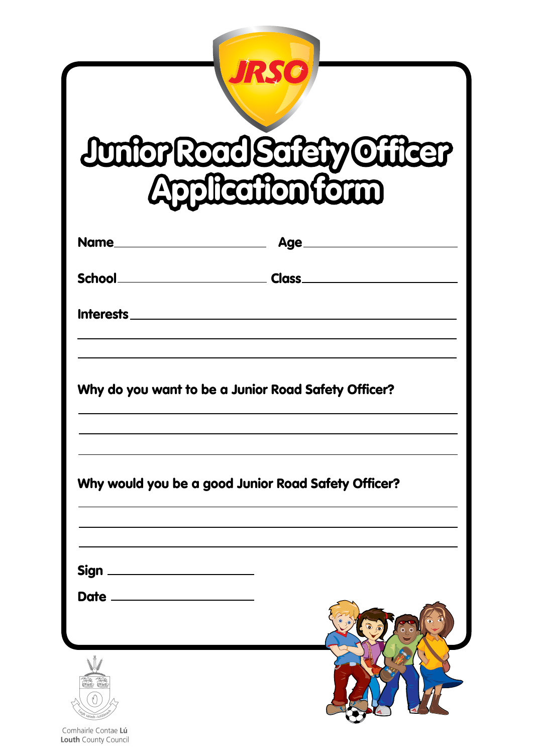JRSO

# Junior Road Safety Officer Application form

**Name** ______________________ **Age** ______________________

**School** ______________________ **Class** ______________________

**Interests** ______________________________________________

______________________________________________

______________________________________________

**Why do you want to be a Junior Road Safety Officer?**

______________________________________________

______________________________________________

______________________________________________

**Why would you be a good Junior Road Safety Officer?**

______________________________________________

______________________________________________

______________________________________________

**Sign** ______________________

**Date** ______________________

Comhairle Contae **Lú**
**Louth** County Council